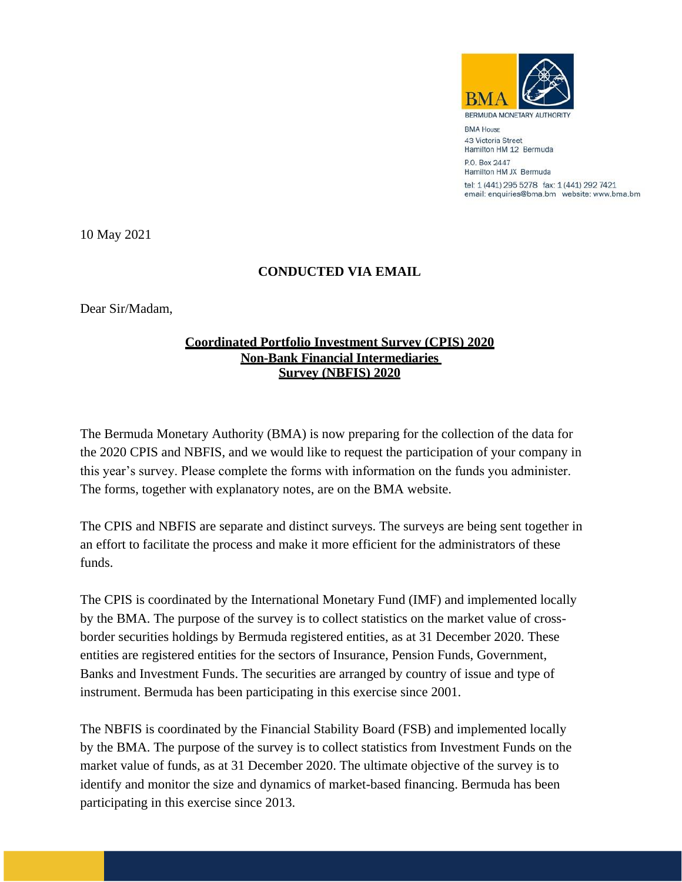BERMUDA MONETARY AUTHORITY

BMA House
43 Victoria Street
Hamilton HM 12 Bermuda
P.O. Box 2447
Hamilton HM JX Bermuda
tel: 1 (441) 295 5278 fax: 1 (441) 292 7421
email: enquiries@bma.bm website: www.bma.bm

10 May 2021

**CONDUCTED VIA EMAIL**

Dear Sir/Madam,

**Coordinated Portfolio Investment Survey (CPIS) 2020**
**Non-Bank Financial Intermediaries Survey (NBFIS) 2020**

The Bermuda Monetary Authority (BMA) is now preparing for the collection of the data for the 2020 CPIS and NBFIS, and we would like to request the participation of your company in this year's survey. Please complete the forms with information on the funds you administer. The forms, together with explanatory notes, are on the BMA website.

The CPIS and NBFIS are separate and distinct surveys. The surveys are being sent together in an effort to facilitate the process and make it more efficient for the administrators of these funds.

The CPIS is coordinated by the International Monetary Fund (IMF) and implemented locally by the BMA. The purpose of the survey is to collect statistics on the market value of cross-border securities holdings by Bermuda registered entities, as at 31 December 2020. These entities are registered entities for the sectors of Insurance, Pension Funds, Government, Banks and Investment Funds. The securities are arranged by country of issue and type of instrument. Bermuda has been participating in this exercise since 2001.

The NBFIS is coordinated by the Financial Stability Board (FSB) and implemented locally by the BMA. The purpose of the survey is to collect statistics from Investment Funds on the market value of funds, as at 31 December 2020. The ultimate objective of the survey is to identify and monitor the size and dynamics of market-based financing. Bermuda has been participating in this exercise since 2013.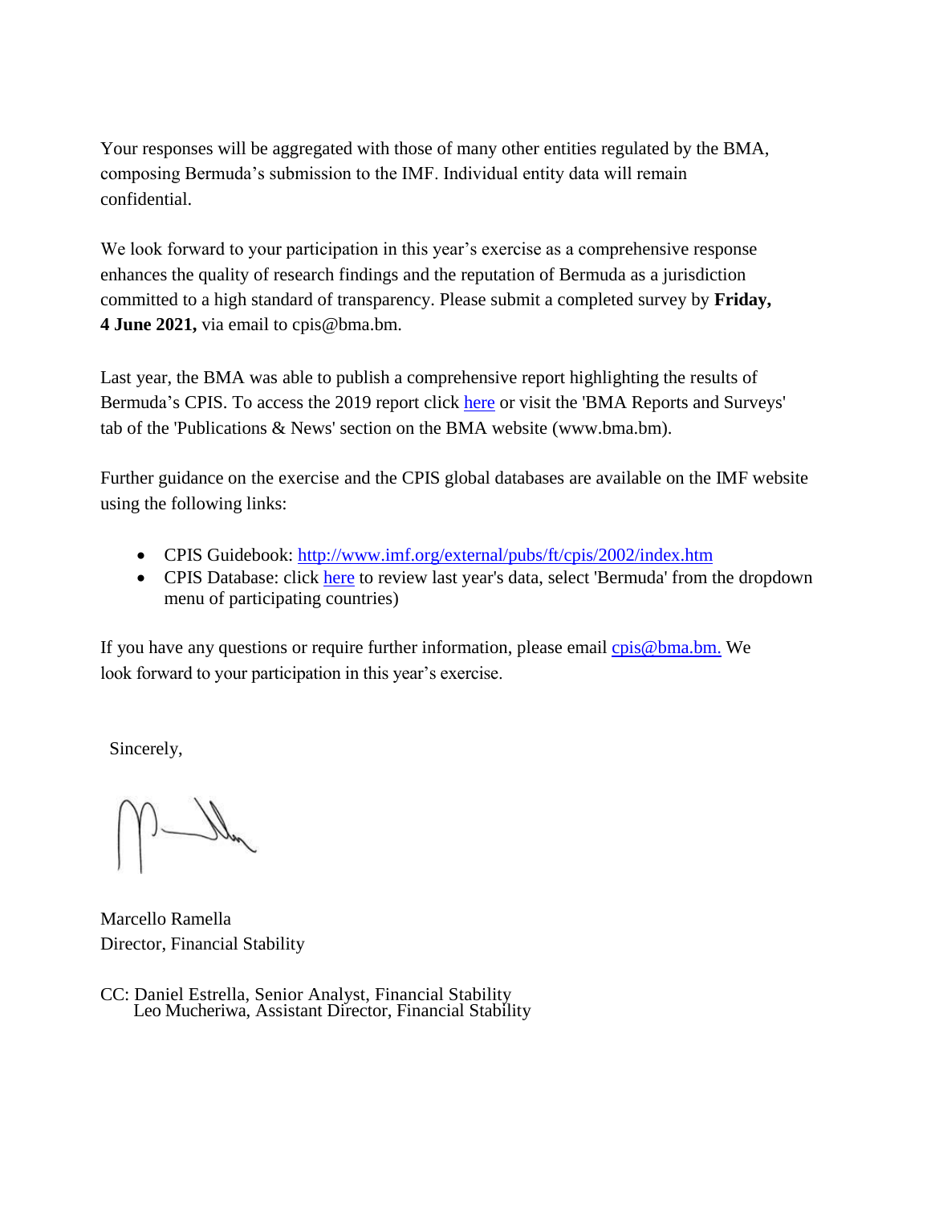Your responses will be aggregated with those of many other entities regulated by the BMA, composing Bermuda's submission to the IMF. Individual entity data will remain confidential.

We look forward to your participation in this year's exercise as a comprehensive response enhances the quality of research findings and the reputation of Bermuda as a jurisdiction committed to a high standard of transparency. Please submit a completed survey by **Friday, 4 June 2021,** via email to cpis@bma.bm.

Last year, the BMA was able to publish a comprehensive report highlighting the results of Bermuda's CPIS. To access the 2019 report click here or visit the 'BMA Reports and Surveys' tab of the 'Publications & News' section on the BMA website (www.bma.bm).

Further guidance on the exercise and the CPIS global databases are available on the IMF website using the following links:

- CPIS Guidebook: http://www.imf.org/external/pubs/ft/cpis/2002/index.htm
- CPIS Database: click here to review last year's data, select 'Bermuda' from the dropdown menu of participating countries)

If you have any questions or require further information, please email cpis@bma.bm. We look forward to your participation in this year's exercise.

Sincerely,

Marcello Ramella
Director, Financial Stability

CC: Daniel Estrella, Senior Analyst, Financial Stability
Leo Mucheriwa, Assistant Director, Financial Stability